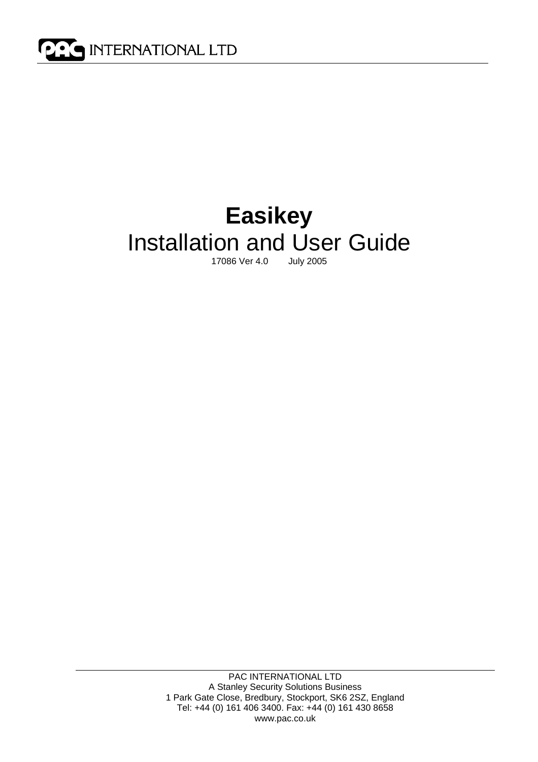PAC INTERNATIONAL LTD

# Easikey

## Installation and User Guide

17086 Ver 4.0 July 2005

PAC INTERNATIONAL LTD
A Stanley Security Solutions Business
1 Park Gate Close, Bredbury, Stockport, SK6 2SZ, England
Tel: +44 (0) 161 406 3400. Fax: +44 (0) 161 430 8658
www.pac.co.uk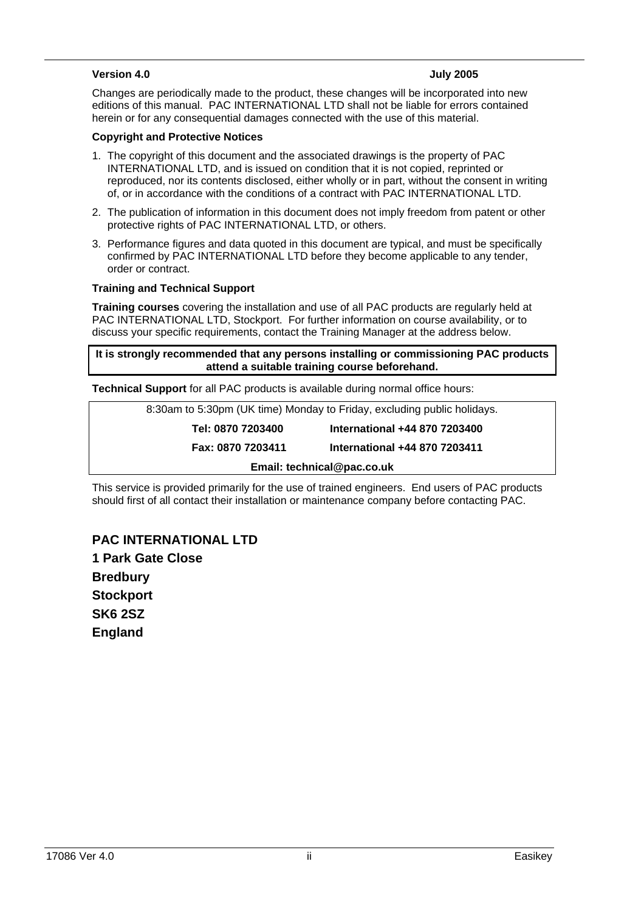**Version 4.0** **July 2005**

Changes are periodically made to the product, these changes will be incorporated into new editions of this manual. PAC INTERNATIONAL LTD shall not be liable for errors contained herein or for any consequential damages connected with the use of this material.

**Copyright and Protective Notices**

1. The copyright of this document and the associated drawings is the property of PAC INTERNATIONAL LTD, and is issued on condition that it is not copied, reprinted or reproduced, nor its contents disclosed, either wholly or in part, without the consent in writing of, or in accordance with the conditions of a contract with PAC INTERNATIONAL LTD.
2. The publication of information in this document does not imply freedom from patent or other protective rights of PAC INTERNATIONAL LTD, or others.
3. Performance figures and data quoted in this document are typical, and must be specifically confirmed by PAC INTERNATIONAL LTD before they become applicable to any tender, order or contract.

**Training and Technical Support**

**Training courses** covering the installation and use of all PAC products are regularly held at PAC INTERNATIONAL LTD, Stockport. For further information on course availability, or to discuss your specific requirements, contact the Training Manager at the address below.

**It is strongly recommended that any persons installing or commissioning PAC products attend a suitable training course beforehand.**

**Technical Support** for all PAC products is available during normal office hours:

| 8:30am to 5:30pm (UK time) Monday to Friday, excluding public holidays. | |
|---|---|
| **Tel: 0870 7203400** | **International +44 870 7203400** |
| **Fax: 0870 7203411** | **International +44 870 7203411** |
| **Email: technical@pac.co.uk** | |

This service is provided primarily for the use of trained engineers. End users of PAC products should first of all contact their installation or maintenance company before contacting PAC.

**PAC INTERNATIONAL LTD**
**1 Park Gate Close**
**Bredbury**
**Stockport**
**SK6 2SZ**
**England**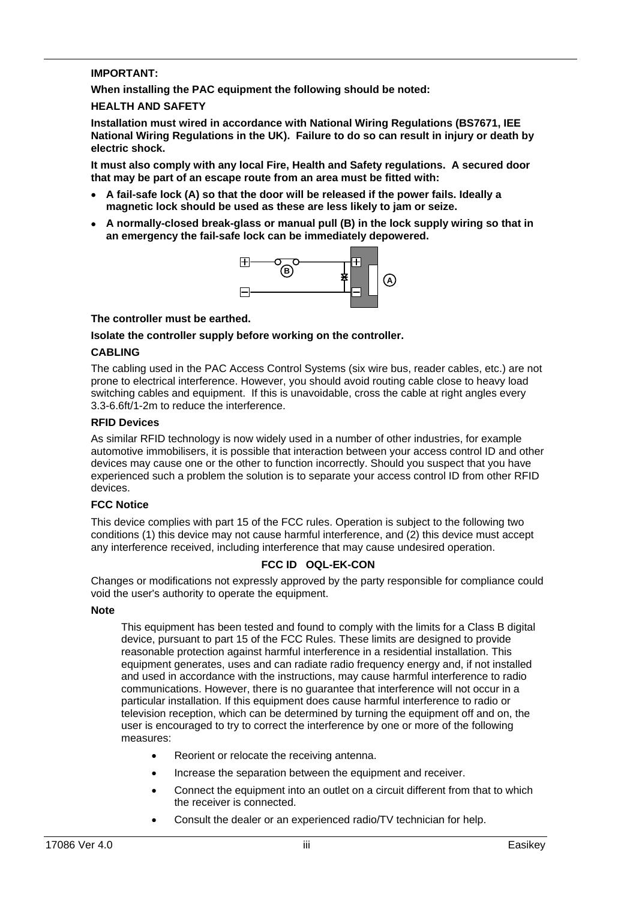**IMPORTANT:**

**When installing the PAC equipment the following should be noted:**

**HEALTH AND SAFETY**

**Installation must wired in accordance with National Wiring Regulations (BS7671, IEE National Wiring Regulations in the UK). Failure to do so can result in injury or death by electric shock.**

**It must also comply with any local Fire, Health and Safety regulations. A secured door that may be part of an escape route from an area must be fitted with:**

- **A fail-safe lock (A) so that the door will be released if the power fails. Ideally a magnetic lock should be used as these are less likely to jam or seize.**
- **A normally-closed break-glass or manual pull (B) in the lock supply wiring so that in an emergency the fail-safe lock can be immediately depowered.**

**The controller must be earthed.**

**Isolate the controller supply before working on the controller.**

**CABLING**

The cabling used in the PAC Access Control Systems (six wire bus, reader cables, etc.) are not prone to electrical interference. However, you should avoid routing cable close to heavy load switching cables and equipment. If this is unavoidable, cross the cable at right angles every 3.3-6.6ft/1-2m to reduce the interference.

**RFID Devices**

As similar RFID technology is now widely used in a number of other industries, for example automotive immobilisers, it is possible that interaction between your access control ID and other devices may cause one or the other to function incorrectly. Should you suspect that you have experienced such a problem the solution is to separate your access control ID from other RFID devices.

**FCC Notice**

This device complies with part 15 of the FCC rules. Operation is subject to the following two conditions (1) this device may not cause harmful interference, and (2) this device must accept any interference received, including interference that may cause undesired operation.

**FCC ID OQL-EK-CON**

Changes or modifications not expressly approved by the party responsible for compliance could void the user's authority to operate the equipment.

**Note**

This equipment has been tested and found to comply with the limits for a Class B digital device, pursuant to part 15 of the FCC Rules. These limits are designed to provide reasonable protection against harmful interference in a residential installation. This equipment generates, uses and can radiate radio frequency energy and, if not installed and used in accordance with the instructions, may cause harmful interference to radio communications. However, there is no guarantee that interference will not occur in a particular installation. If this equipment does cause harmful interference to radio or television reception, which can be determined by turning the equipment off and on, the user is encouraged to try to correct the interference by one or more of the following measures:

- Reorient or relocate the receiving antenna.
- Increase the separation between the equipment and receiver.
- Connect the equipment into an outlet on a circuit different from that to which the receiver is connected.
- Consult the dealer or an experienced radio/TV technician for help.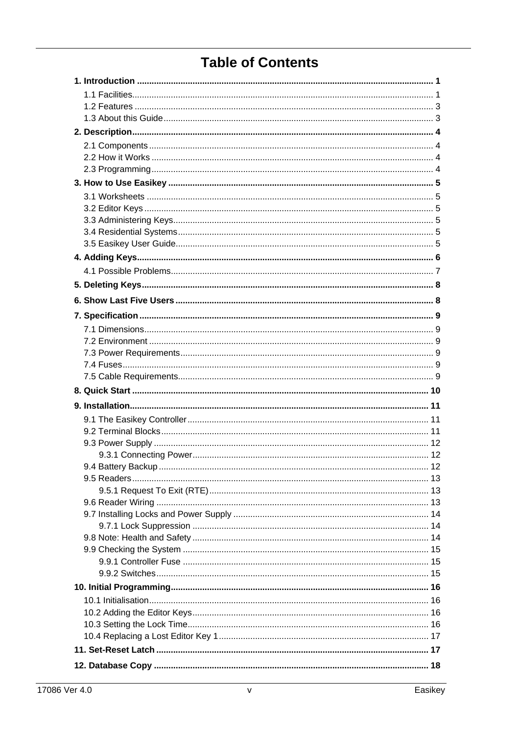# Table of Contents

**1. Introduction ........................................................................ 1**

1.1 Facilities........................................................................ 1
1.2 Features ........................................................................ 3
1.3 About this Guide ........................................................................ 3

**2. Description ........................................................................ 4**

2.1 Components ........................................................................ 4
2.2 How it Works ........................................................................ 4
2.3 Programming ........................................................................ 4

**3. How to Use Easikey ........................................................................ 5**

3.1 Worksheets ........................................................................ 5
3.2 Editor Keys ........................................................................ 5
3.3 Administering Keys ........................................................................ 5
3.4 Residential Systems ........................................................................ 5
3.5 Easikey User Guide ........................................................................ 5

**4. Adding Keys ........................................................................ 6**

4.1 Possible Problems ........................................................................ 7

**5. Deleting Keys ........................................................................ 8**

**6. Show Last Five Users ........................................................................ 8**

**7. Specification ........................................................................ 9**

7.1 Dimensions ........................................................................ 9
7.2 Environment ........................................................................ 9
7.3 Power Requirements ........................................................................ 9
7.4 Fuses ........................................................................ 9
7.5 Cable Requirements ........................................................................ 9

**8. Quick Start ........................................................................ 10**

**9. Installation ........................................................................ 11**

9.1 The Easikey Controller ........................................................................ 11
9.2 Terminal Blocks ........................................................................ 11
9.3 Power Supply ........................................................................ 12
  9.3.1 Connecting Power ........................................................................ 12
9.4 Battery Backup ........................................................................ 12
9.5 Readers ........................................................................ 13
  9.5.1 Request To Exit (RTE) ........................................................................ 13
9.6 Reader Wiring ........................................................................ 13
9.7 Installing Locks and Power Supply ........................................................................ 14
  9.7.1 Lock Suppression ........................................................................ 14
9.8 Note: Health and Safety ........................................................................ 14
9.9 Checking the System ........................................................................ 15
  9.9.1 Controller Fuse ........................................................................ 15
  9.9.2 Switches ........................................................................ 15

**10. Initial Programming ........................................................................ 16**

10.1 Initialisation ........................................................................ 16
10.2 Adding the Editor Keys ........................................................................ 16
10.3 Setting the Lock Time ........................................................................ 16
10.4 Replacing a Lost Editor Key 1 ........................................................................ 17

**11. Set-Reset Latch ........................................................................ 17**

**12. Database Copy ........................................................................ 18**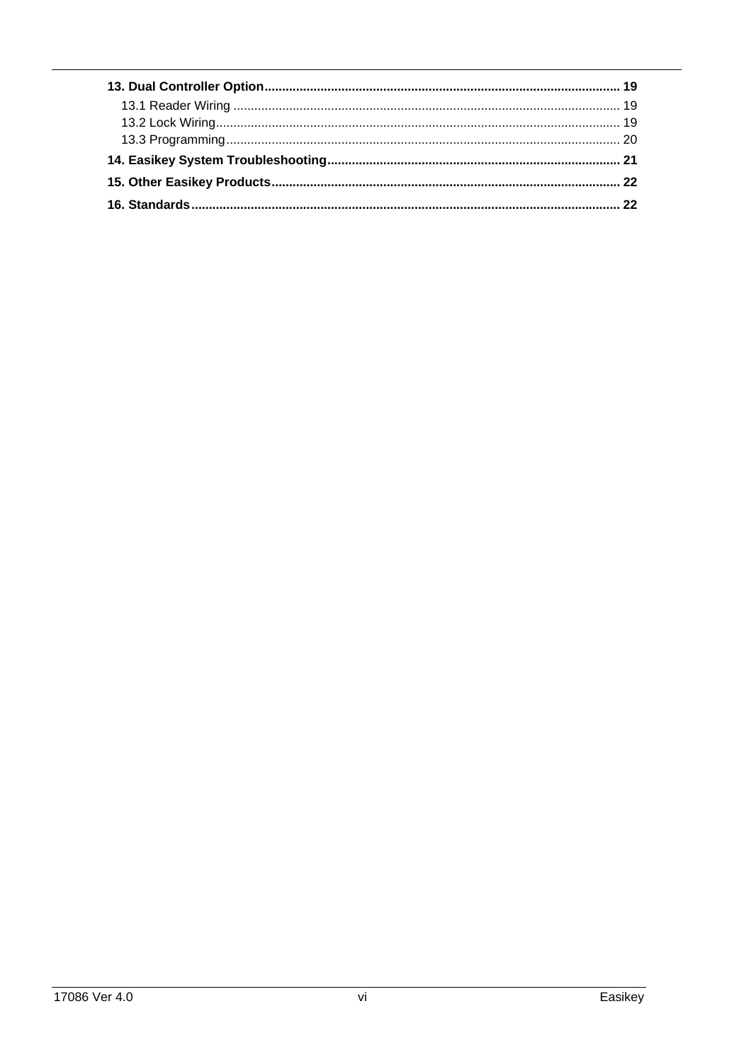**13. Dual Controller Option** .......... 19

13.1 Reader Wiring .......... 19

13.2 Lock Wiring .......... 19

13.3 Programming .......... 20

**14. Easikey System Troubleshooting** .......... 21

**15. Other Easikey Products** .......... 22

**16. Standards** .......... 22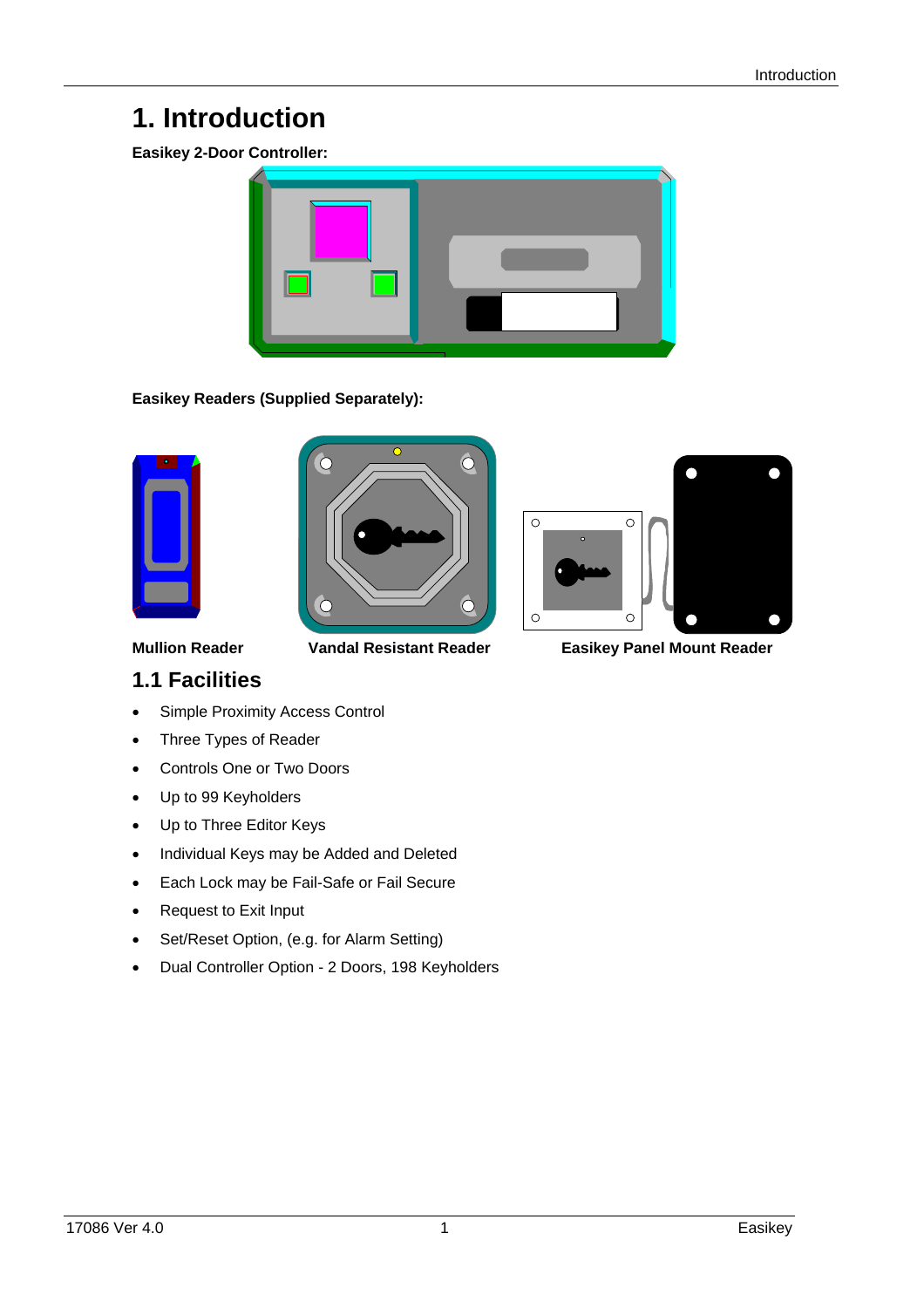# 1. Introduction

**Easikey 2-Door Controller:**

**Easikey Readers (Supplied Separately):**

**Mullion Reader** **Vandal Resistant Reader** **Easikey Panel Mount Reader**

## 1.1 Facilities

- Simple Proximity Access Control
- Three Types of Reader
- Controls One or Two Doors
- Up to 99 Keyholders
- Up to Three Editor Keys
- Individual Keys may be Added and Deleted
- Each Lock may be Fail-Safe or Fail Secure
- Request to Exit Input
- Set/Reset Option, (e.g. for Alarm Setting)
- Dual Controller Option - 2 Doors, 198 Keyholders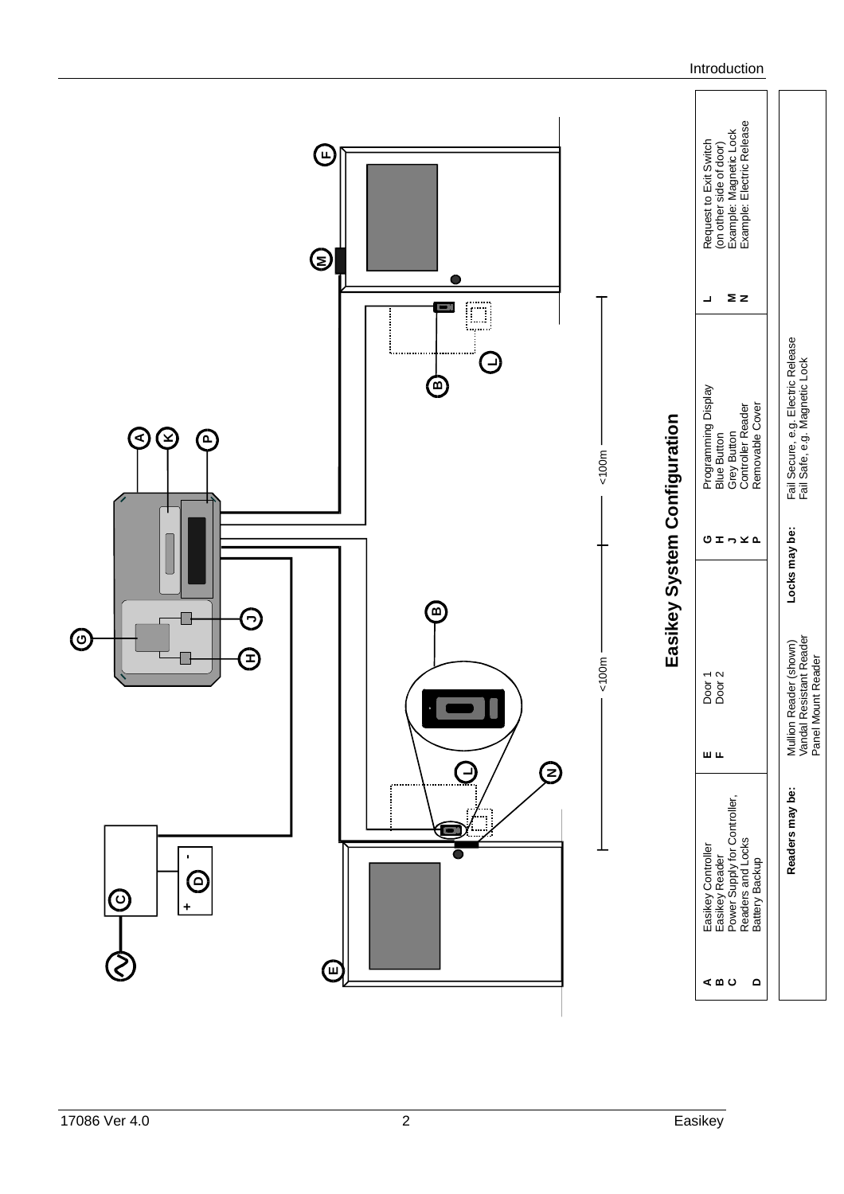## Easikey System Configuration

| | | | | | | | |
|---|---|---|---|---|---|---|---|
| **A** | Easikey Controller | **E** | Door 1 | **G** | Programming Display | **L** | Request to Exit Switch (on other side of door) |
| **B** | Easikey Reader | **F** | Door 2 | **H** | Blue Button | **M** | Example: Magnetic Lock |
| **C** | Power Supply for Controller, Readers and Locks | | | **J** | Grey Button | **N** | Example: Electric Release |
| **D** | Battery Backup | | | **K** | Controller Reader | | |
| | | | | **P** | Removable Cover | | |

**Readers may be:** Mullion Reader (shown), Vandal Resistant Reader, Panel Mount Reader

**Locks may be:** Fail Secure, e.g. Electric Release; Fail Safe, e.g. Magnetic Lock

<100m

<100m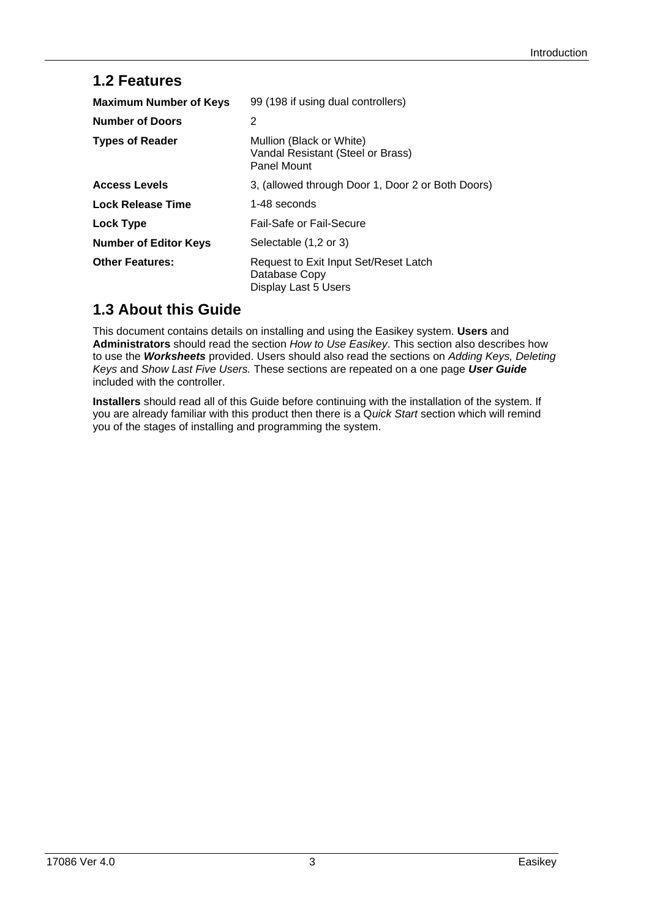## 1.2 Features

| | |
|---|---|
| **Maximum Number of Keys** | 99 (198 if using dual controllers) |
| **Number of Doors** | 2 |
| **Types of Reader** | Mullion (Black or White)<br>Vandal Resistant (Steel or Brass)<br>Panel Mount |
| **Access Levels** | 3, (allowed through Door 1, Door 2 or Both Doors) |
| **Lock Release Time** | 1-48 seconds |
| **Lock Type** | Fail-Safe or Fail-Secure |
| **Number of Editor Keys** | Selectable (1,2 or 3) |
| **Other Features:** | Request to Exit Input Set/Reset Latch<br>Database Copy<br>Display Last 5 Users |

## 1.3 About this Guide

This document contains details on installing and using the Easikey system. **Users** and **Administrators** should read the section *How to Use Easikey*. This section also describes how to use the ***Worksheets*** provided. Users should also read the sections on *Adding Keys, Deleting Keys* and *Show Last Five Users.* These sections are repeated on a one page ***User Guide*** included with the controller.

**Installers** should read all of this Guide before continuing with the installation of the system. If you are already familiar with this product then there is a Q*uick Start* section which will remind you of the stages of installing and programming the system.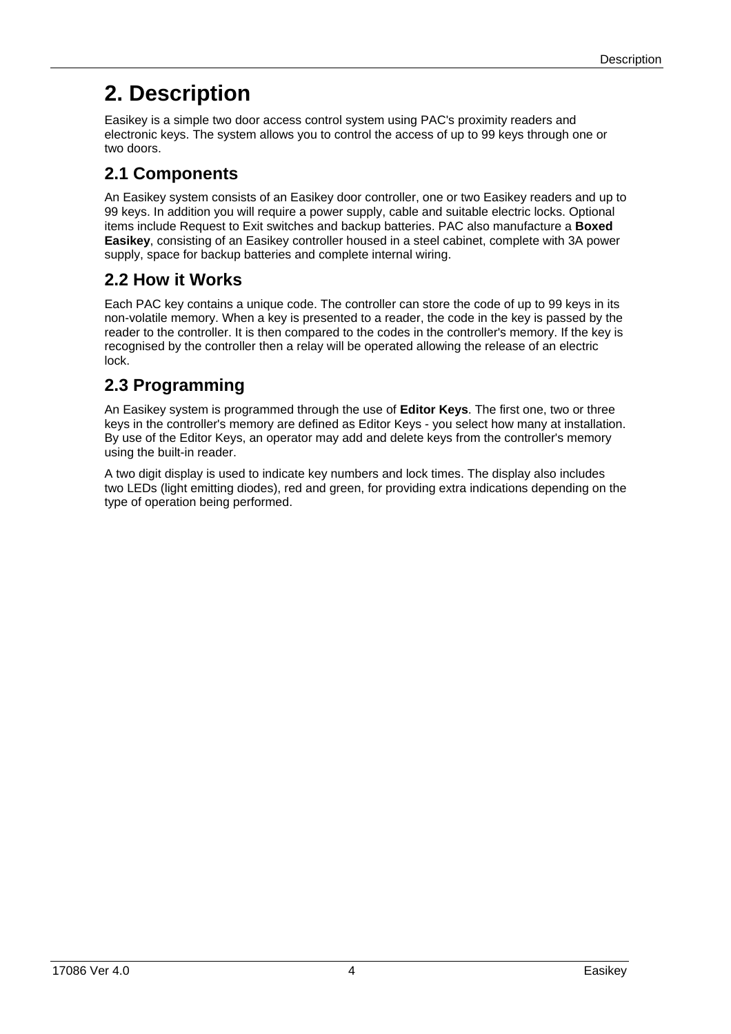# 2. Description

Easikey is a simple two door access control system using PAC's proximity readers and electronic keys. The system allows you to control the access of up to 99 keys through one or two doors.

## 2.1 Components

An Easikey system consists of an Easikey door controller, one or two Easikey readers and up to 99 keys. In addition you will require a power supply, cable and suitable electric locks. Optional items include Request to Exit switches and backup batteries. PAC also manufacture a **Boxed Easikey**, consisting of an Easikey controller housed in a steel cabinet, complete with 3A power supply, space for backup batteries and complete internal wiring.

## 2.2 How it Works

Each PAC key contains a unique code. The controller can store the code of up to 99 keys in its non-volatile memory. When a key is presented to a reader, the code in the key is passed by the reader to the controller. It is then compared to the codes in the controller's memory. If the key is recognised by the controller then a relay will be operated allowing the release of an electric lock.

## 2.3 Programming

An Easikey system is programmed through the use of **Editor Keys**. The first one, two or three keys in the controller's memory are defined as Editor Keys - you select how many at installation. By use of the Editor Keys, an operator may add and delete keys from the controller's memory using the built-in reader.

A two digit display is used to indicate key numbers and lock times. The display also includes two LEDs (light emitting diodes), red and green, for providing extra indications depending on the type of operation being performed.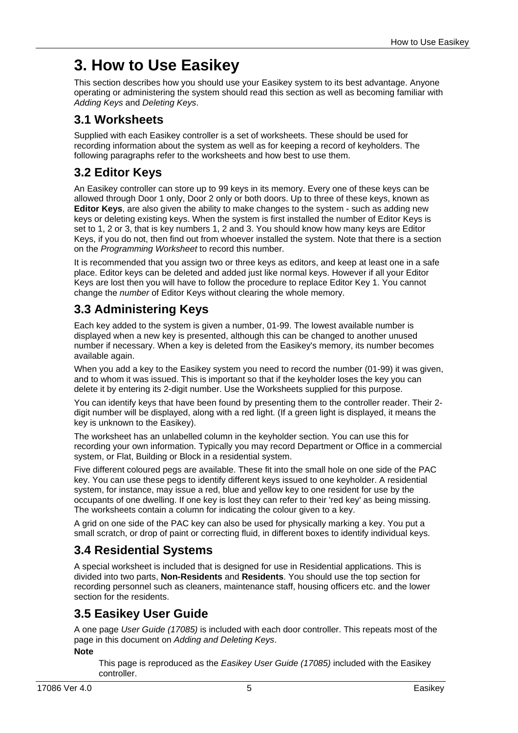# 3. How to Use Easikey

This section describes how you should use your Easikey system to its best advantage. Anyone operating or administering the system should read this section as well as becoming familiar with *Adding Keys* and *Deleting Keys*.

## 3.1 Worksheets

Supplied with each Easikey controller is a set of worksheets. These should be used for recording information about the system as well as for keeping a record of keyholders. The following paragraphs refer to the worksheets and how best to use them.

## 3.2 Editor Keys

An Easikey controller can store up to 99 keys in its memory. Every one of these keys can be allowed through Door 1 only, Door 2 only or both doors. Up to three of these keys, known as **Editor Keys**, are also given the ability to make changes to the system - such as adding new keys or deleting existing keys. When the system is first installed the number of Editor Keys is set to 1, 2 or 3, that is key numbers 1, 2 and 3. You should know how many keys are Editor Keys, if you do not, then find out from whoever installed the system. Note that there is a section on the *Programming Worksheet* to record this number.

It is recommended that you assign two or three keys as editors, and keep at least one in a safe place. Editor keys can be deleted and added just like normal keys. However if all your Editor Keys are lost then you will have to follow the procedure to replace Editor Key 1. You cannot change the *number* of Editor Keys without clearing the whole memory.

## 3.3 Administering Keys

Each key added to the system is given a number, 01-99. The lowest available number is displayed when a new key is presented, although this can be changed to another unused number if necessary. When a key is deleted from the Easikey's memory, its number becomes available again.

When you add a key to the Easikey system you need to record the number (01-99) it was given, and to whom it was issued. This is important so that if the keyholder loses the key you can delete it by entering its 2-digit number. Use the Worksheets supplied for this purpose.

You can identify keys that have been found by presenting them to the controller reader. Their 2-digit number will be displayed, along with a red light. (If a green light is displayed, it means the key is unknown to the Easikey).

The worksheet has an unlabelled column in the keyholder section. You can use this for recording your own information. Typically you may record Department or Office in a commercial system, or Flat, Building or Block in a residential system.

Five different coloured pegs are available. These fit into the small hole on one side of the PAC key. You can use these pegs to identify different keys issued to one keyholder. A residential system, for instance, may issue a red, blue and yellow key to one resident for use by the occupants of one dwelling. If one key is lost they can refer to their 'red key' as being missing. The worksheets contain a column for indicating the colour given to a key.

A grid on one side of the PAC key can also be used for physically marking a key. You put a small scratch, or drop of paint or correcting fluid, in different boxes to identify individual keys.

## 3.4 Residential Systems

A special worksheet is included that is designed for use in Residential applications. This is divided into two parts, **Non-Residents** and **Residents**. You should use the top section for recording personnel such as cleaners, maintenance staff, housing officers etc. and the lower section for the residents.

## 3.5 Easikey User Guide

A one page *User Guide (17085)* is included with each door controller. This repeats most of the page in this document on *Adding and Deleting Keys*.

**Note**

> This page is reproduced as the *Easikey User Guide (17085)* included with the Easikey controller.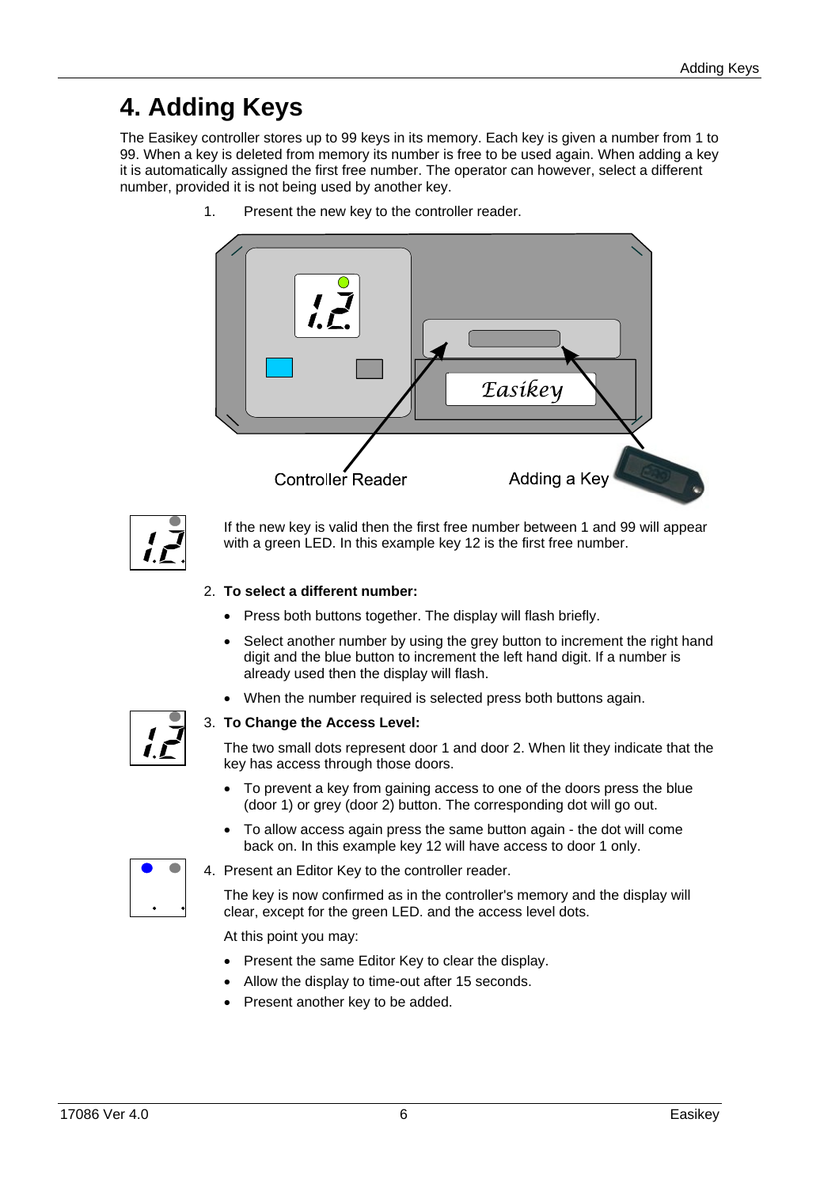# 4. Adding Keys

The Easikey controller stores up to 99 keys in its memory. Each key is given a number from 1 to 99. When a key is deleted from memory its number is free to be used again. When adding a key it is automatically assigned the first free number. The operator can however, select a different number, provided it is not being used by another key.

1. Present the new key to the controller reader.

Controller Reader

Adding a Key

If the new key is valid then the first free number between 1 and 99 will appear with a green LED. In this example key 12 is the first free number.

2. **To select a different number:**

   - Press both buttons together. The display will flash briefly.
   - Select another number by using the grey button to increment the right hand digit and the blue button to increment the left hand digit. If a number is already used then the display will flash.
   - When the number required is selected press both buttons again.

3. **To Change the Access Level:**

   The two small dots represent door 1 and door 2. When lit they indicate that the key has access through those doors.

   - To prevent a key from gaining access to one of the doors press the blue (door 1) or grey (door 2) button. The corresponding dot will go out.
   - To allow access again press the same button again - the dot will come back on. In this example key 12 will have access to door 1 only.

4. Present an Editor Key to the controller reader.

   The key is now confirmed as in the controller's memory and the display will clear, except for the green LED. and the access level dots.

   At this point you may:

   - Present the same Editor Key to clear the display.
   - Allow the display to time-out after 15 seconds.
   - Present another key to be added.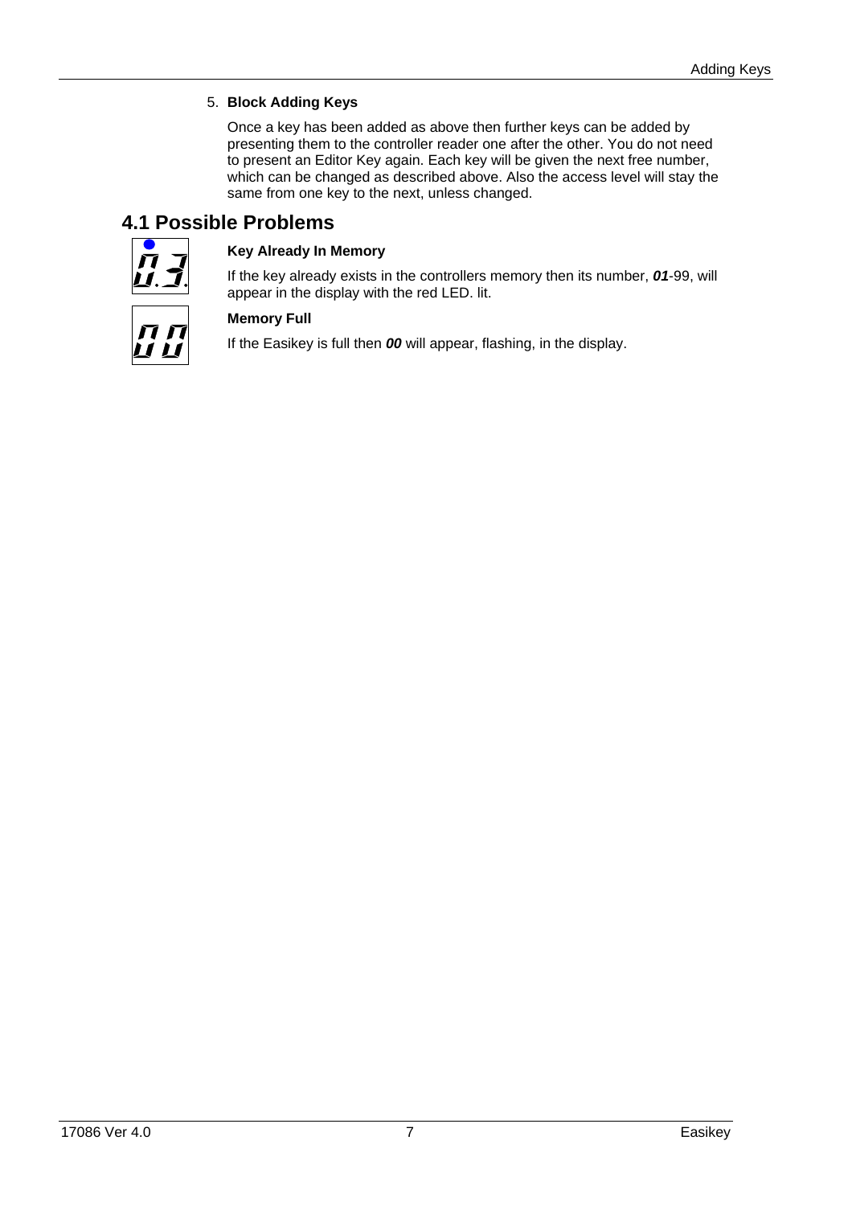5. **Block Adding Keys**

   Once a key has been added as above then further keys can be added by presenting them to the controller reader one after the other. You do not need to present an Editor Key again. Each key will be given the next free number, which can be changed as described above. Also the access level will stay the same from one key to the next, unless changed.

## 4.1 Possible Problems

**Key Already In Memory**

If the key already exists in the controllers memory then its number, ***01***-99, will appear in the display with the red LED. lit.

**Memory Full**

If the Easikey is full then ***00*** will appear, flashing, in the display.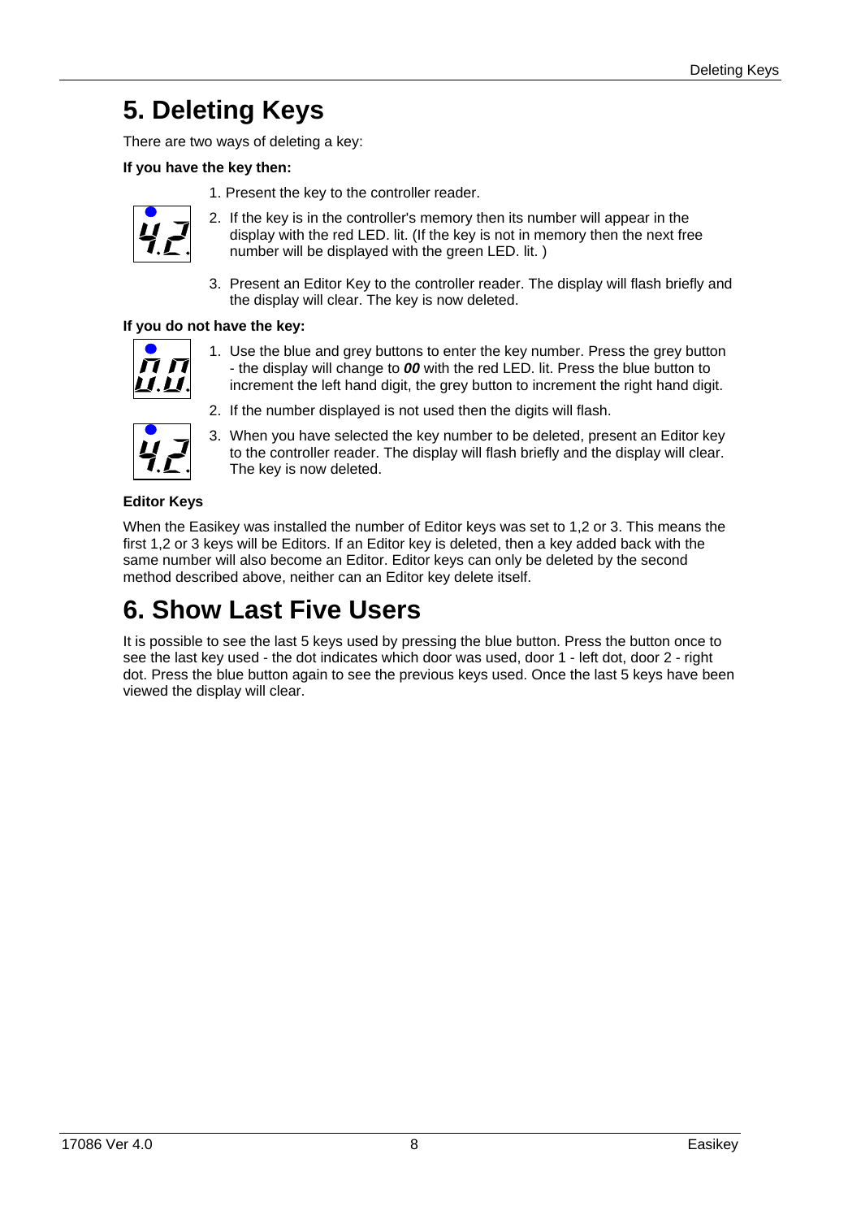# 5. Deleting Keys

There are two ways of deleting a key:

**If you have the key then:**

1. Present the key to the controller reader.
2. If the key is in the controller's memory then its number will appear in the display with the red LED. lit. (If the key is not in memory then the next free number will be displayed with the green LED. lit. )
3. Present an Editor Key to the controller reader. The display will flash briefly and the display will clear. The key is now deleted.

**If you do not have the key:**

1. Use the blue and grey buttons to enter the key number. Press the grey button - the display will change to ***00*** with the red LED. lit. Press the blue button to increment the left hand digit, the grey button to increment the right hand digit.
2. If the number displayed is not used then the digits will flash.
3. When you have selected the key number to be deleted, present an Editor key to the controller reader. The display will flash briefly and the display will clear. The key is now deleted.

**Editor Keys**

When the Easikey was installed the number of Editor keys was set to 1,2 or 3. This means the first 1,2 or 3 keys will be Editors. If an Editor key is deleted, then a key added back with the same number will also become an Editor. Editor keys can only be deleted by the second method described above, neither can an Editor key delete itself.

# 6. Show Last Five Users

It is possible to see the last 5 keys used by pressing the blue button. Press the button once to see the last key used - the dot indicates which door was used, door 1 - left dot, door 2 - right dot. Press the blue button again to see the previous keys used. Once the last 5 keys have been viewed the display will clear.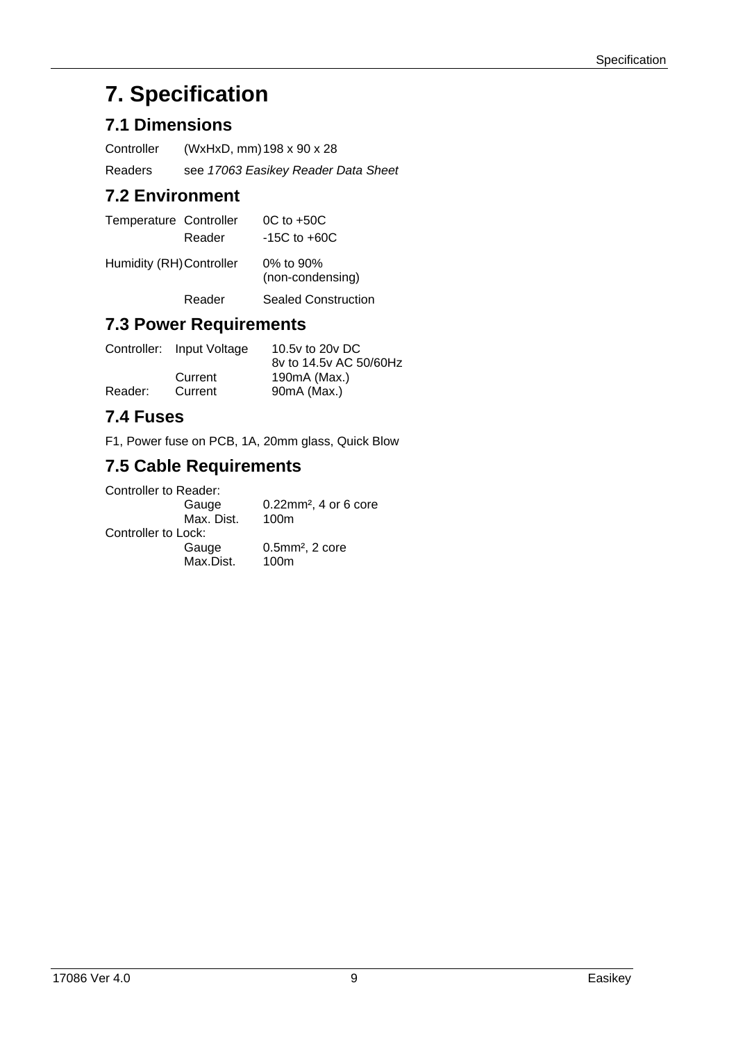# 7. Specification

## 7.1 Dimensions

| | | |
|---|---|---|
| Controller | (WxHxD, mm) | 198 x 90 x 28 |
| Readers | see *17063 Easikey Reader Data Sheet* | |

## 7.2 Environment

| | | |
|---|---|---|
| Temperature | Controller | 0C to +50C |
| | Reader | -15C to +60C |
| Humidity (RH) | Controller | 0% to 90% (non-condensing) |
| | Reader | Sealed Construction |

## 7.3 Power Requirements

| | | |
|---|---|---|
| Controller: | Input Voltage | 10.5v to 20v DC<br>8v to 14.5v AC 50/60Hz |
| | Current | 190mA (Max.) |
| Reader: | Current | 90mA (Max.) |

## 7.4 Fuses

F1, Power fuse on PCB, 1A, 20mm glass, Quick Blow

## 7.5 Cable Requirements

Controller to Reader:

| | |
|---|---|
| Gauge | 0.22mm², 4 or 6 core |
| Max. Dist. | 100m |

Controller to Lock:

| | |
|---|---|
| Gauge | 0.5mm², 2 core |
| Max.Dist. | 100m |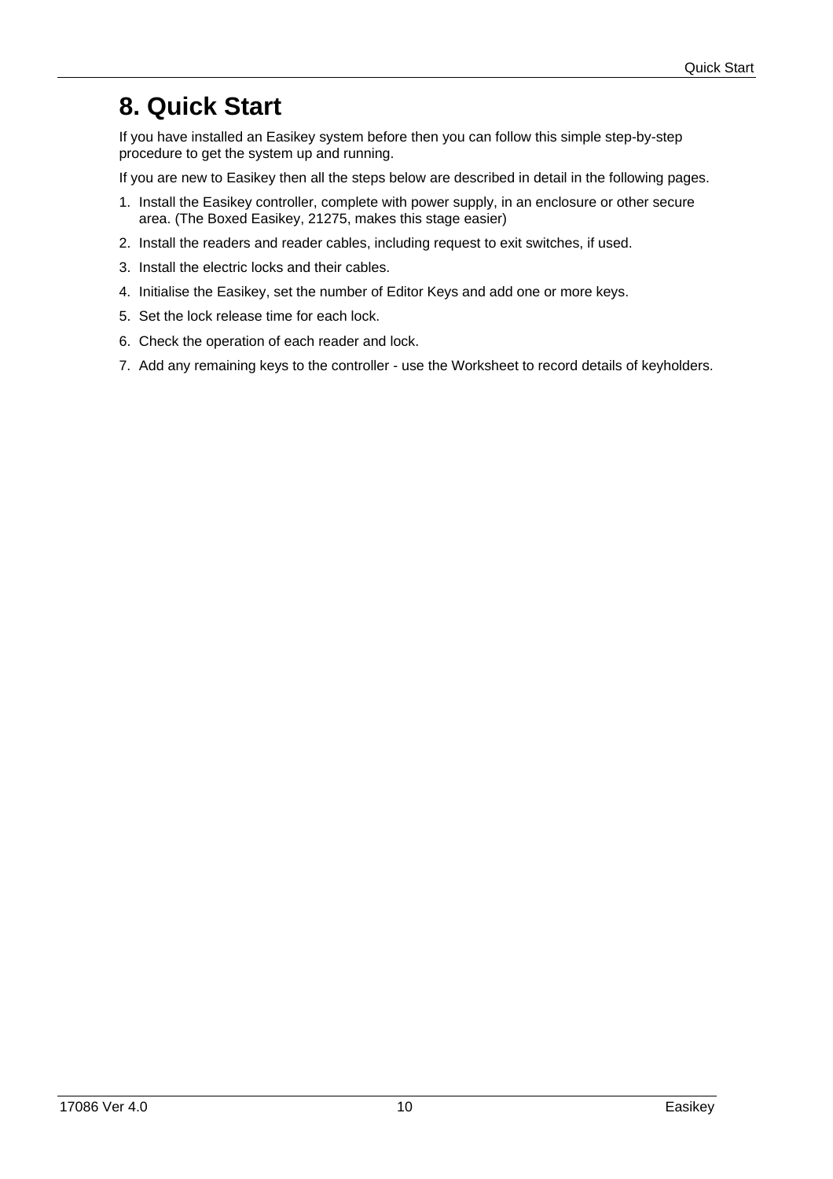# 8. Quick Start

If you have installed an Easikey system before then you can follow this simple step-by-step procedure to get the system up and running.

If you are new to Easikey then all the steps below are described in detail in the following pages.

1. Install the Easikey controller, complete with power supply, in an enclosure or other secure area. (The Boxed Easikey, 21275, makes this stage easier)
2. Install the readers and reader cables, including request to exit switches, if used.
3. Install the electric locks and their cables.
4. Initialise the Easikey, set the number of Editor Keys and add one or more keys.
5. Set the lock release time for each lock.
6. Check the operation of each reader and lock.
7. Add any remaining keys to the controller - use the Worksheet to record details of keyholders.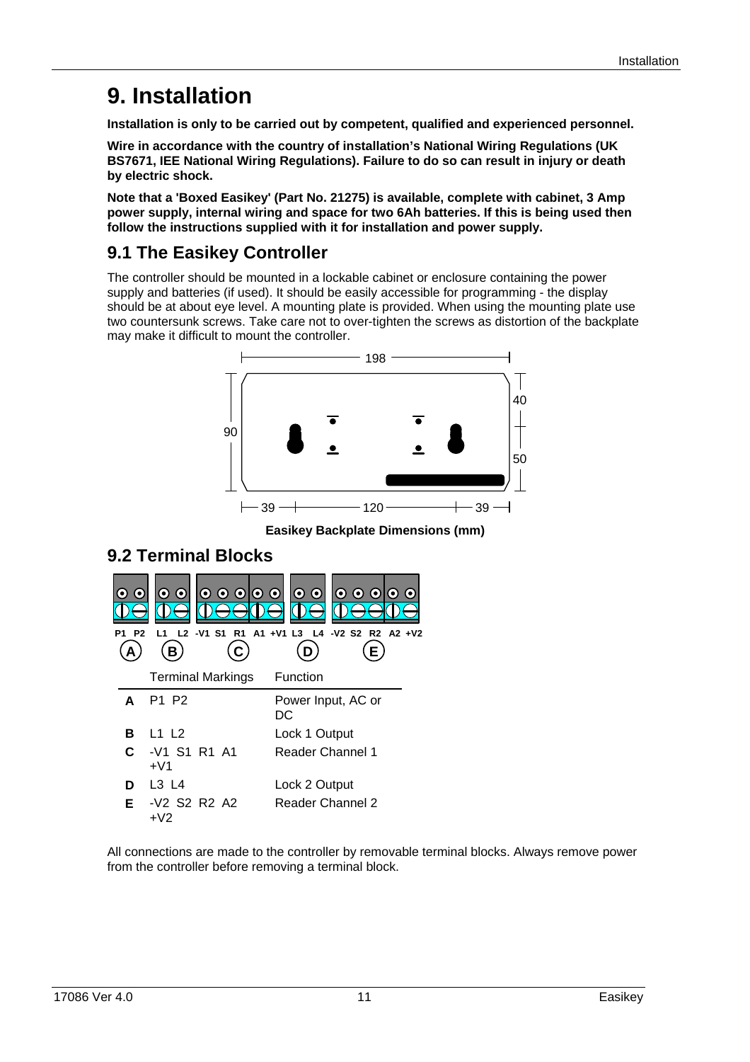# 9. Installation

**Installation is only to be carried out by competent, qualified and experienced personnel.**

**Wire in accordance with the country of installation's National Wiring Regulations (UK BS7671, IEE National Wiring Regulations). Failure to do so can result in injury or death by electric shock.**

**Note that a 'Boxed Easikey' (Part No. 21275) is available, complete with cabinet, 3 Amp power supply, internal wiring and space for two 6Ah batteries. If this is being used then follow the instructions supplied with it for installation and power supply.**

## 9.1 The Easikey Controller

The controller should be mounted in a lockable cabinet or enclosure containing the power supply and batteries (if used). It should be easily accessible for programming - the display should be at about eye level. A mounting plate is provided. When using the mounting plate use two countersunk screws. Take care not to over-tighten the screws as distortion of the backplate may make it difficult to mount the controller.

**Easikey Backplate Dimensions (mm)**

## 9.2 Terminal Blocks

| | Terminal Markings | Function |
|---|---|---|
| **A** | P1 P2 | Power Input, AC or DC |
| **B** | L1 L2 | Lock 1 Output |
| **C** | -V1 S1 R1 A1 +V1 | Reader Channel 1 |
| **D** | L3 L4 | Lock 2 Output |
| **E** | -V2 S2 R2 A2 +V2 | Reader Channel 2 |

All connections are made to the controller by removable terminal blocks. Always remove power from the controller before removing a terminal block.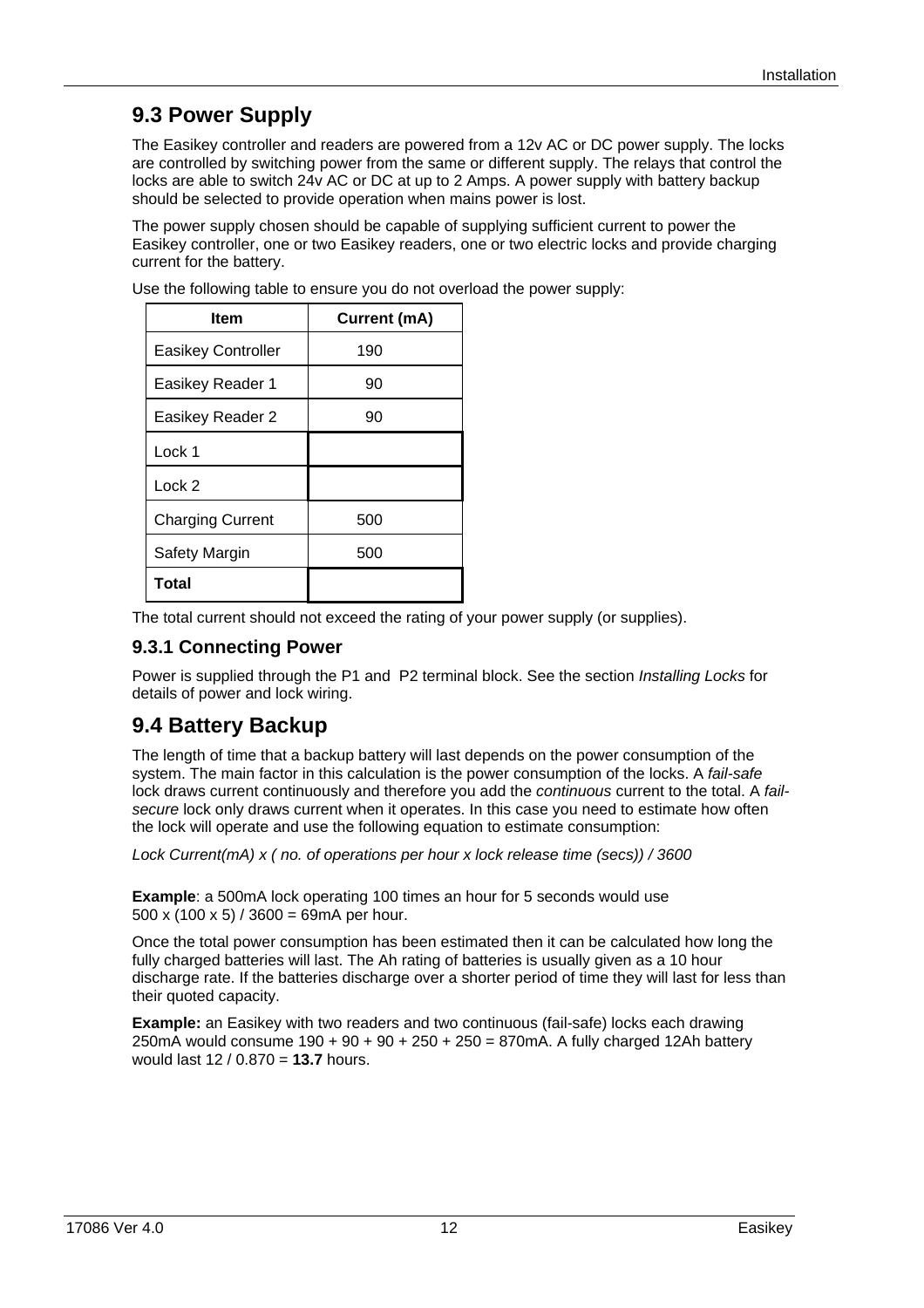## 9.3 Power Supply

The Easikey controller and readers are powered from a 12v AC or DC power supply. The locks are controlled by switching power from the same or different supply. The relays that control the locks are able to switch 24v AC or DC at up to 2 Amps. A power supply with battery backup should be selected to provide operation when mains power is lost.

The power supply chosen should be capable of supplying sufficient current to power the Easikey controller, one or two Easikey readers, one or two electric locks and provide charging current for the battery.

Use the following table to ensure you do not overload the power supply:

| Item | Current (mA) |
|---|---|
| Easikey Controller | 190 |
| Easikey Reader 1 | 90 |
| Easikey Reader 2 | 90 |
| Lock 1 | |
| Lock 2 | |
| Charging Current | 500 |
| Safety Margin | 500 |
| **Total** | |

The total current should not exceed the rating of your power supply (or supplies).

### 9.3.1 Connecting Power

Power is supplied through the P1 and P2 terminal block. See the section *Installing Locks* for details of power and lock wiring.

## 9.4 Battery Backup

The length of time that a backup battery will last depends on the power consumption of the system. The main factor in this calculation is the power consumption of the locks. A *fail-safe* lock draws current continuously and therefore you add the *continuous* current to the total. A *fail-secure* lock only draws current when it operates. In this case you need to estimate how often the lock will operate and use the following equation to estimate consumption:

*Lock Current(mA) x ( no. of operations per hour x lock release time (secs)) / 3600*

**Example**: a 500mA lock operating 100 times an hour for 5 seconds would use 500 x (100 x 5) / 3600 = 69mA per hour.

Once the total power consumption has been estimated then it can be calculated how long the fully charged batteries will last. The Ah rating of batteries is usually given as a 10 hour discharge rate. If the batteries discharge over a shorter period of time they will last for less than their quoted capacity.

**Example:** an Easikey with two readers and two continuous (fail-safe) locks each drawing 250mA would consume 190 + 90 + 90 + 250 + 250 = 870mA. A fully charged 12Ah battery would last 12 / 0.870 = **13.7** hours.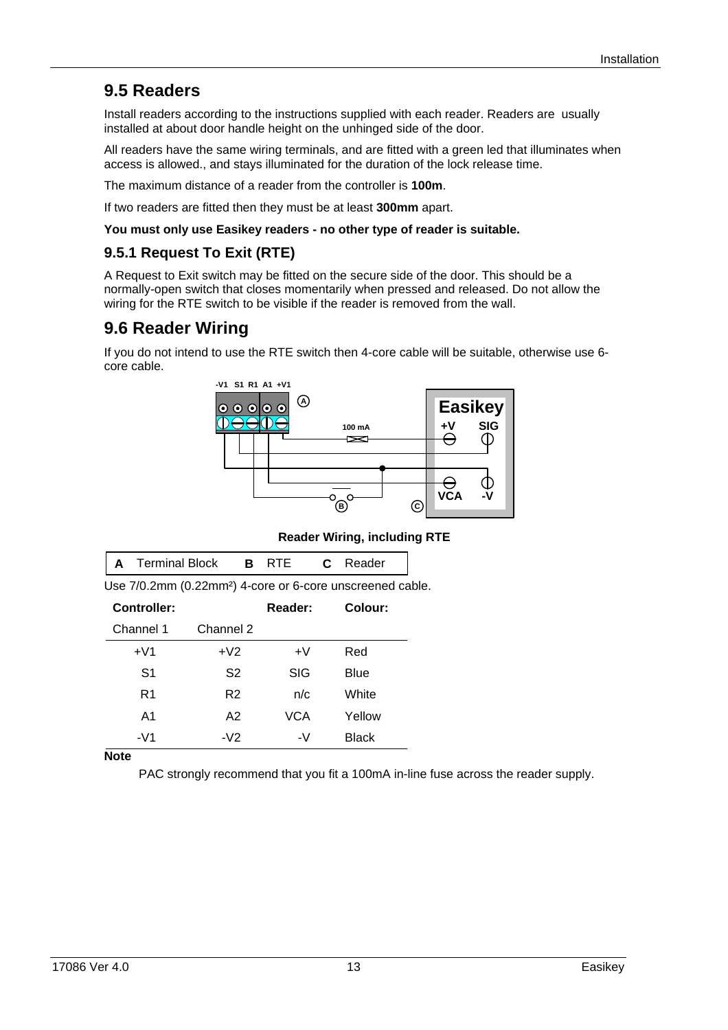## 9.5 Readers

Install readers according to the instructions supplied with each reader. Readers are usually installed at about door handle height on the unhinged side of the door.

All readers have the same wiring terminals, and are fitted with a green led that illuminates when access is allowed., and stays illuminated for the duration of the lock release time.

The maximum distance of a reader from the controller is **100m**.

If two readers are fitted then they must be at least **300mm** apart.

**You must only use Easikey readers - no other type of reader is suitable.**

### 9.5.1 Request To Exit (RTE)

A Request to Exit switch may be fitted on the secure side of the door. This should be a normally-open switch that closes momentarily when pressed and released. Do not allow the wiring for the RTE switch to be visible if the reader is removed from the wall.

## 9.6 Reader Wiring

If you do not intend to use the RTE switch then 4-core cable will be suitable, otherwise use 6-core cable.

**Reader Wiring, including RTE**

| A | Terminal Block | B | RTE | C | Reader |
|---|---|---|---|---|---|

Use 7/0.2mm (0.22mm²) 4-core or 6-core unscreened cable.

| Controller: | | Reader: | Colour: |
|---|---|---|---|
| Channel 1 | Channel 2 | | |
| +V1 | +V2 | +V | Red |
| S1 | S2 | SIG | Blue |
| R1 | R2 | n/c | White |
| A1 | A2 | VCA | Yellow |
| -V1 | -V2 | -V | Black |

**Note**

PAC strongly recommend that you fit a 100mA in-line fuse across the reader supply.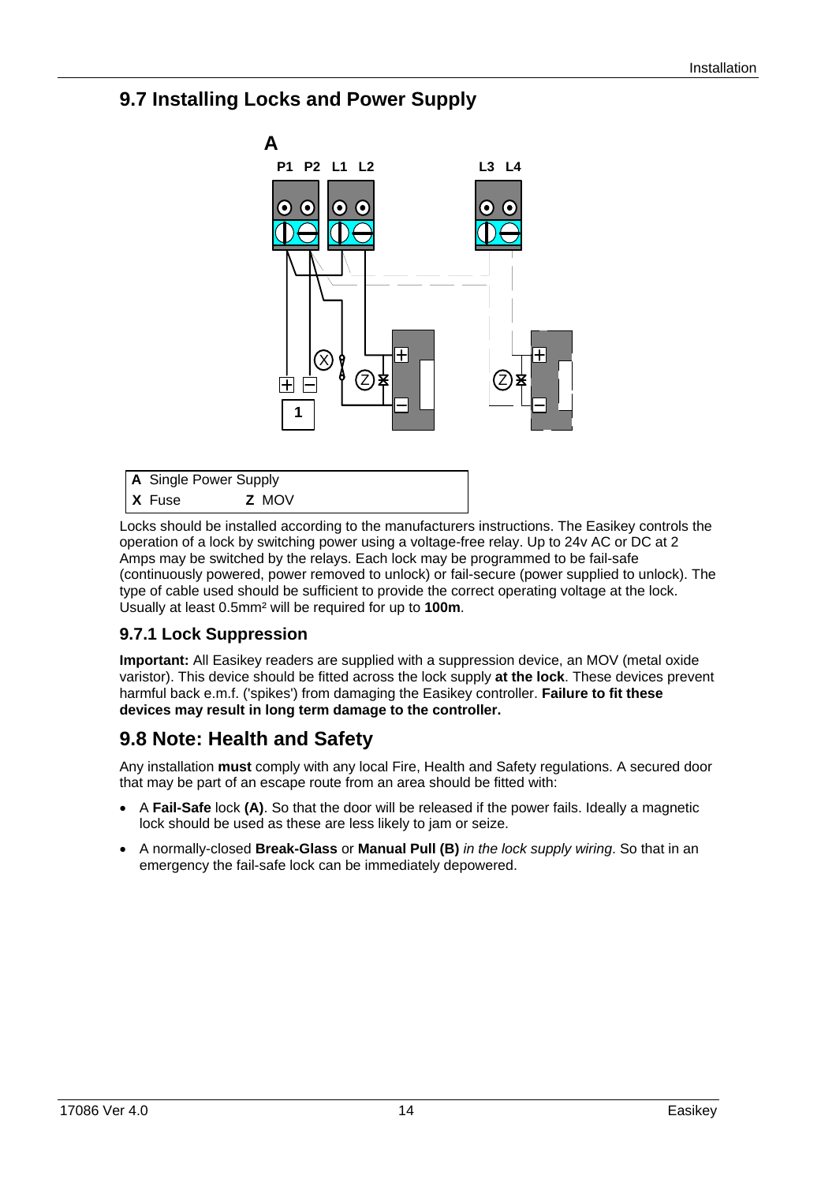## 9.7 Installing Locks and Power Supply

| A Single Power Supply | |
|---|---|
| **X** Fuse | **Z** MOV |

Locks should be installed according to the manufacturers instructions. The Easikey controls the operation of a lock by switching power using a voltage-free relay. Up to 24v AC or DC at 2 Amps may be switched by the relays. Each lock may be programmed to be fail-safe (continuously powered, power removed to unlock) or fail-secure (power supplied to unlock). The type of cable used should be sufficient to provide the correct operating voltage at the lock. Usually at least 0.5mm² will be required for up to **100m**.

### 9.7.1 Lock Suppression

**Important:** All Easikey readers are supplied with a suppression device, an MOV (metal oxide varistor). This device should be fitted across the lock supply **at the lock**. These devices prevent harmful back e.m.f. ('spikes') from damaging the Easikey controller. **Failure to fit these devices may result in long term damage to the controller.**

## 9.8 Note: Health and Safety

Any installation **must** comply with any local Fire, Health and Safety regulations. A secured door that may be part of an escape route from an area should be fitted with:

- A **Fail-Safe** lock **(A)**. So that the door will be released if the power fails. Ideally a magnetic lock should be used as these are less likely to jam or seize.
- A normally-closed **Break-Glass** or **Manual Pull (B)** *in the lock supply wiring*. So that in an emergency the fail-safe lock can be immediately depowered.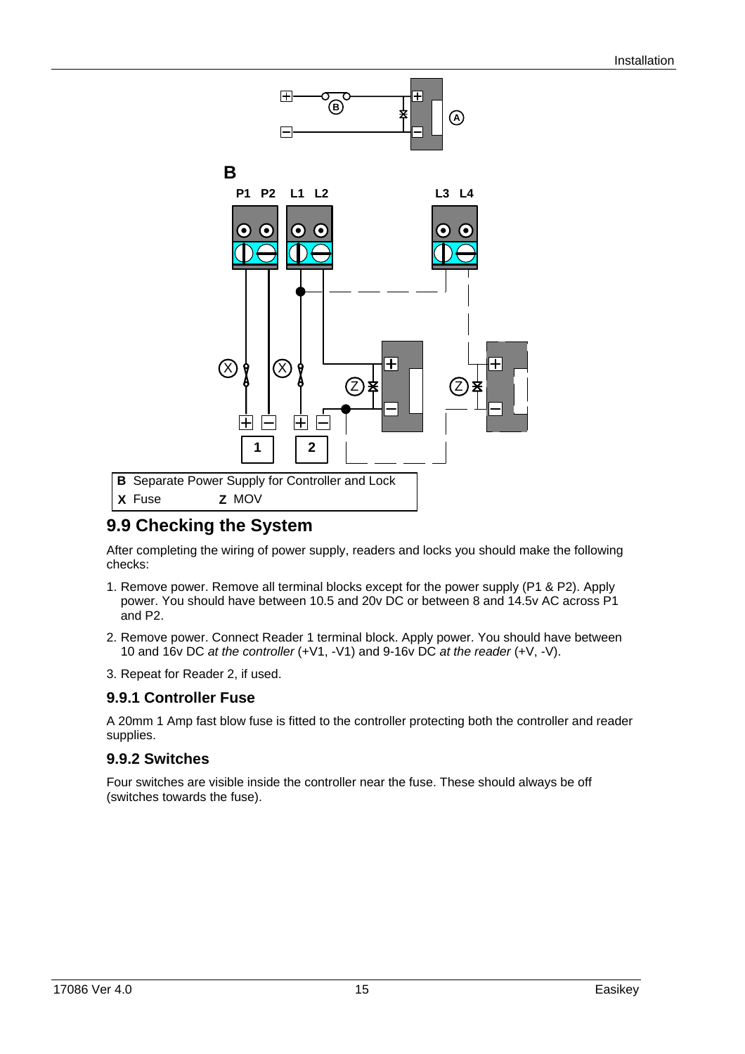B Separate Power Supply for Controller and Lock
X Fuse Z MOV

## 9.9 Checking the System

After completing the wiring of power supply, readers and locks you should make the following checks:

1. Remove power. Remove all terminal blocks except for the power supply (P1 & P2). Apply power. You should have between 10.5 and 20v DC or between 8 and 14.5v AC across P1 and P2.
2. Remove power. Connect Reader 1 terminal block. Apply power. You should have between 10 and 16v DC *at the controller* (+V1, -V1) and 9-16v DC *at the reader* (+V, -V).
3. Repeat for Reader 2, if used.

### 9.9.1 Controller Fuse

A 20mm 1 Amp fast blow fuse is fitted to the controller protecting both the controller and reader supplies.

### 9.9.2 Switches

Four switches are visible inside the controller near the fuse. These should always be off (switches towards the fuse).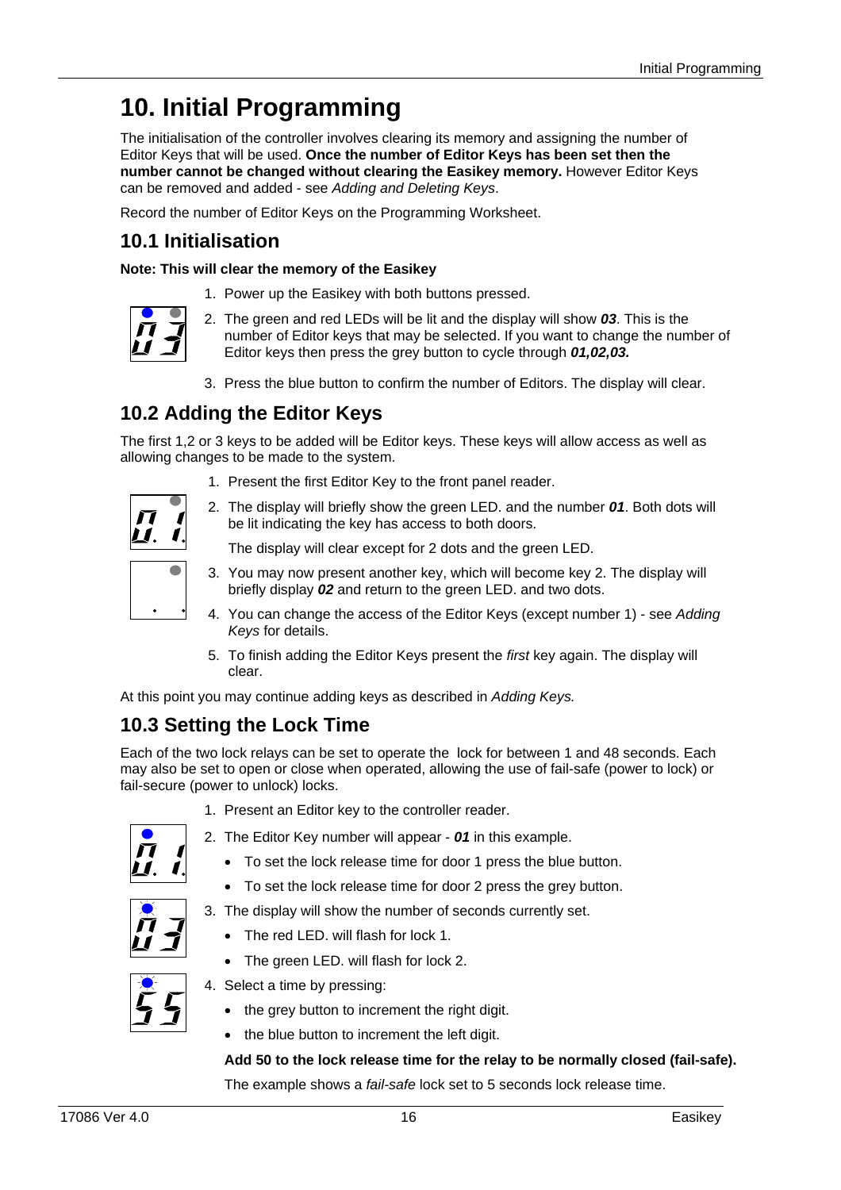# 10. Initial Programming

The initialisation of the controller involves clearing its memory and assigning the number of Editor Keys that will be used. **Once the number of Editor Keys has been set then the number cannot be changed without clearing the Easikey memory.** However Editor Keys can be removed and added - see *Adding and Deleting Keys*.

Record the number of Editor Keys on the Programming Worksheet.

## 10.1 Initialisation

**Note: This will clear the memory of the Easikey**

1. Power up the Easikey with both buttons pressed.
2. The green and red LEDs will be lit and the display will show ***03***. This is the number of Editor keys that may be selected. If you want to change the number of Editor keys then press the grey button to cycle through ***01,02,03.***
3. Press the blue button to confirm the number of Editors. The display will clear.

## 10.2 Adding the Editor Keys

The first 1,2 or 3 keys to be added will be Editor keys. These keys will allow access as well as allowing changes to be made to the system.

1. Present the first Editor Key to the front panel reader.
2. The display will briefly show the green LED. and the number ***01***. Both dots will be lit indicating the key has access to both doors.

   The display will clear except for 2 dots and the green LED.
3. You may now present another key, which will become key 2. The display will briefly display ***02*** and return to the green LED. and two dots.
4. You can change the access of the Editor Keys (except number 1) - see *Adding Keys* for details.
5. To finish adding the Editor Keys present the *first* key again. The display will clear.

At this point you may continue adding keys as described in *Adding Keys.*

## 10.3 Setting the Lock Time

Each of the two lock relays can be set to operate the lock for between 1 and 48 seconds. Each may also be set to open or close when operated, allowing the use of fail-safe (power to lock) or fail-secure (power to unlock) locks.

1. Present an Editor key to the controller reader.
2. The Editor Key number will appear - ***01*** in this example.
   - To set the lock release time for door 1 press the blue button.
   - To set the lock release time for door 2 press the grey button.
3. The display will show the number of seconds currently set.
   - The red LED. will flash for lock 1.
   - The green LED. will flash for lock 2.
4. Select a time by pressing:
   - the grey button to increment the right digit.
   - the blue button to increment the left digit.

   **Add 50 to the lock release time for the relay to be normally closed (fail-safe).**

   The example shows a *fail-safe* lock set to 5 seconds lock release time.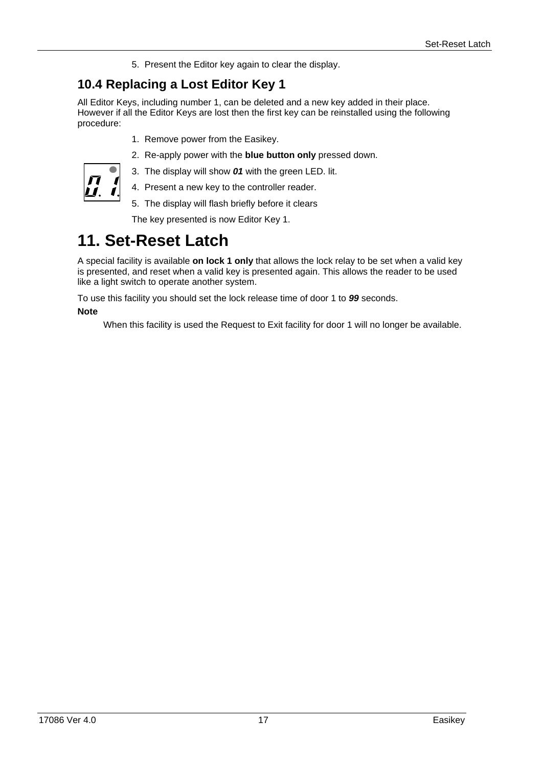5. Present the Editor key again to clear the display.

## 10.4 Replacing a Lost Editor Key 1

All Editor Keys, including number 1, can be deleted and a new key added in their place. However if all the Editor Keys are lost then the first key can be reinstalled using the following procedure:

1. Remove power from the Easikey.
2. Re-apply power with the **blue button only** pressed down.
3. The display will show ***01*** with the green LED. lit.
4. Present a new key to the controller reader.
5. The display will flash briefly before it clears

The key presented is now Editor Key 1.

# 11. Set-Reset Latch

A special facility is available **on lock 1 only** that allows the lock relay to be set when a valid key is presented, and reset when a valid key is presented again. This allows the reader to be used like a light switch to operate another system.

To use this facility you should set the lock release time of door 1 to ***99*** seconds.

**Note**

When this facility is used the Request to Exit facility for door 1 will no longer be available.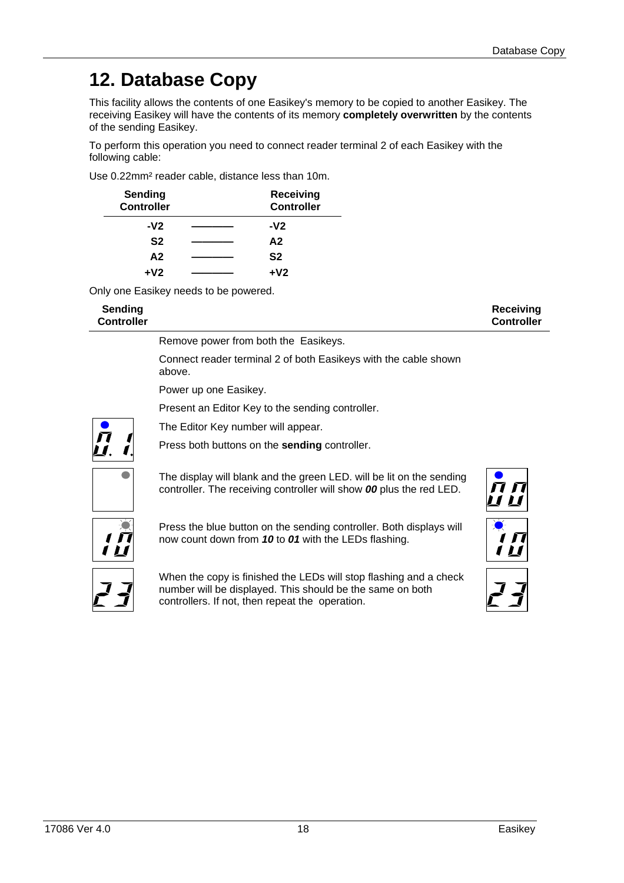# 12. Database Copy

This facility allows the contents of one Easikey's memory to be copied to another Easikey. The receiving Easikey will have the contents of its memory **completely overwritten** by the contents of the sending Easikey.

To perform this operation you need to connect reader terminal 2 of each Easikey with the following cable:

Use 0.22mm² reader cable, distance less than 10m.

| Sending Controller | | Receiving Controller |
|---|---|---|
| -V2 | ——— | -V2 |
| S2 | ——— | A2 |
| A2 | ——— | S2 |
| +V2 | ——— | +V2 |

Only one Easikey needs to be powered.

| Sending Controller | | Receiving Controller |
|---|---|---|
| | Remove power from both the Easikeys. | |
| | Connect reader terminal 2 of both Easikeys with the cable shown above. | |
| | Power up one Easikey. | |
| | Present an Editor Key to the sending controller. | |
| 0.1. | The Editor Key number will appear. | |
| | Press both buttons on the **sending** controller. | |
| (blank) | The display will blank and the green LED. will be lit on the sending controller. The receiving controller will show ***00*** plus the red LED. | 00 |
| 10 | Press the blue button on the sending controller. Both displays will now count down from ***10*** to ***01*** with the LEDs flashing. | 10 |
| 23 | When the copy is finished the LEDs will stop flashing and a check number will be displayed. This should be the same on both controllers. If not, then repeat the operation. | 23 |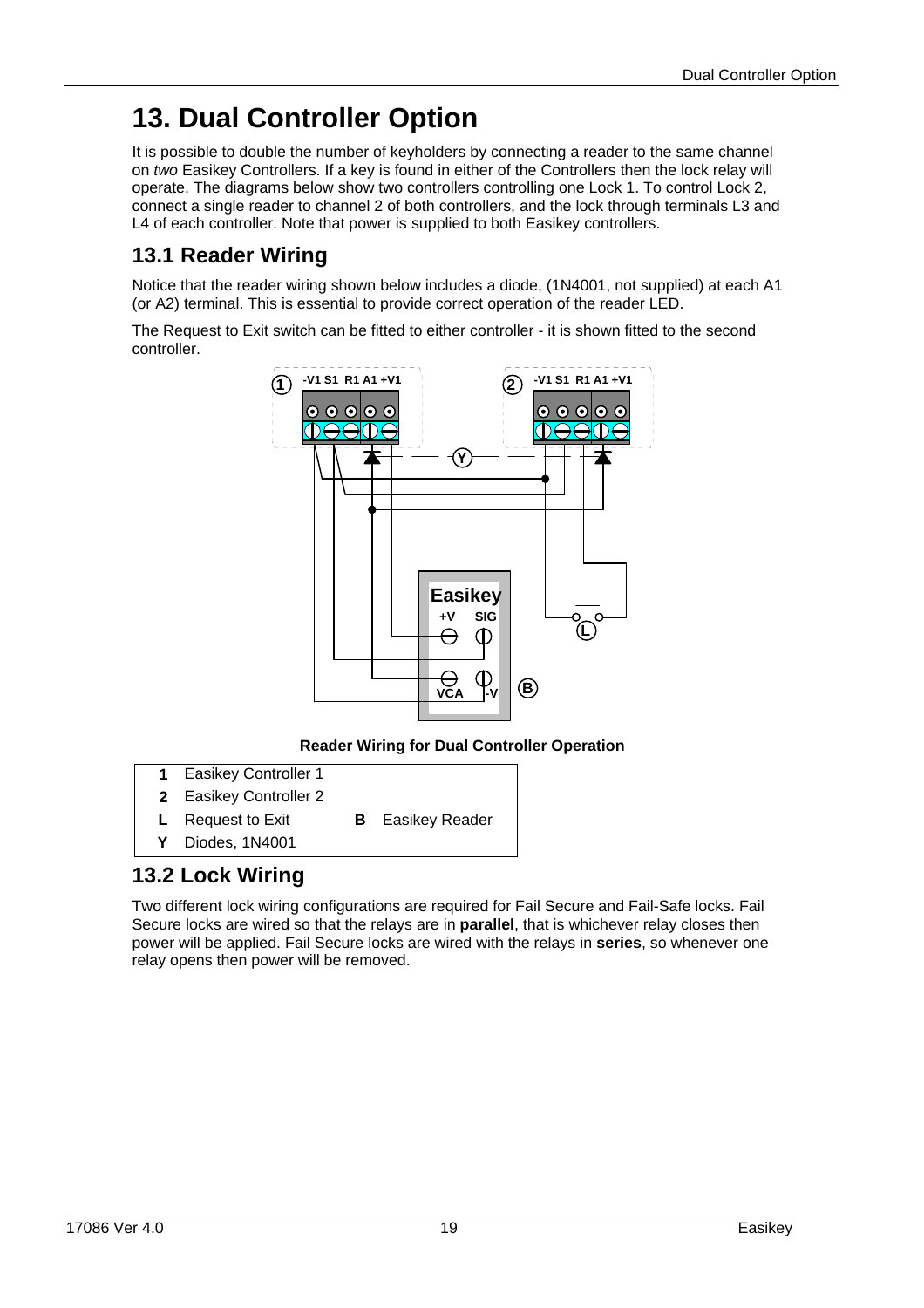# 13. Dual Controller Option

It is possible to double the number of keyholders by connecting a reader to the same channel on *two* Easikey Controllers. If a key is found in either of the Controllers then the lock relay will operate. The diagrams below show two controllers controlling one Lock 1. To control Lock 2, connect a single reader to channel 2 of both controllers, and the lock through terminals L3 and L4 of each controller. Note that power is supplied to both Easikey controllers.

## 13.1 Reader Wiring

Notice that the reader wiring shown below includes a diode, (1N4001, not supplied) at each A1 (or A2) terminal. This is essential to provide correct operation of the reader LED.

The Request to Exit switch can be fitted to either controller - it is shown fitted to the second controller.

**Reader Wiring for Dual Controller Operation**

| | | | |
|---|---|---|---|
| **1** | Easikey Controller 1 | | |
| **2** | Easikey Controller 2 | | |
| **L** | Request to Exit | **B** | Easikey Reader |
| **Y** | Diodes, 1N4001 | | |

## 13.2 Lock Wiring

Two different lock wiring configurations are required for Fail Secure and Fail-Safe locks. Fail Secure locks are wired so that the relays are in **parallel**, that is whichever relay closes then power will be applied. Fail Secure locks are wired with the relays in **series**, so whenever one relay opens then power will be removed.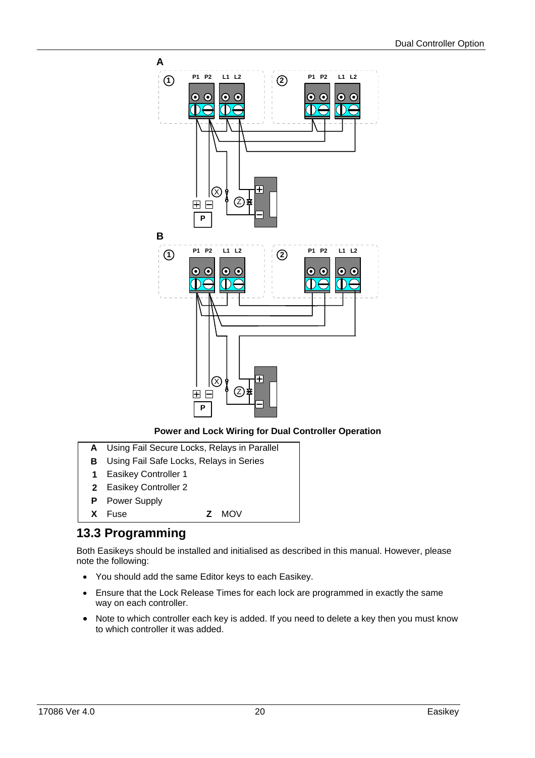**Power and Lock Wiring for Dual Controller Operation**

| | |
|---|---|
| **A** | Using Fail Secure Locks, Relays in Parallel |
| **B** | Using Fail Safe Locks, Relays in Series |
| **1** | Easikey Controller 1 |
| **2** | Easikey Controller 2 |
| **P** | Power Supply |
| **X** | Fuse &nbsp;&nbsp;&nbsp;&nbsp;&nbsp;&nbsp;&nbsp;&nbsp; **Z** MOV |

## 13.3 Programming

Both Easikeys should be installed and initialised as described in this manual. However, please note the following:

- You should add the same Editor keys to each Easikey.
- Ensure that the Lock Release Times for each lock are programmed in exactly the same way on each controller.
- Note to which controller each key is added. If you need to delete a key then you must know to which controller it was added.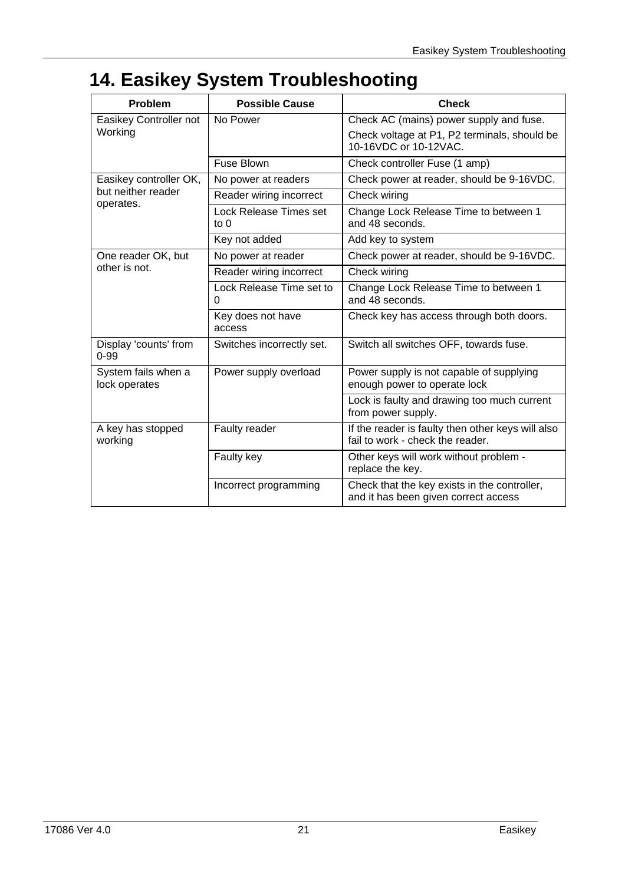# 14. Easikey System Troubleshooting

| Problem | Possible Cause | Check |
|---|---|---|
| Easikey Controller not Working | No Power | Check AC (mains) power supply and fuse. Check voltage at P1, P2 terminals, should be 10-16VDC or 10-12VAC. |
| | Fuse Blown | Check controller Fuse (1 amp) |
| Easikey controller OK, but neither reader operates. | No power at readers | Check power at reader, should be 9-16VDC. |
| | Reader wiring incorrect | Check wiring |
| | Lock Release Times set to 0 | Change Lock Release Time to between 1 and 48 seconds. |
| | Key not added | Add key to system |
| One reader OK, but other is not. | No power at reader | Check power at reader, should be 9-16VDC. |
| | Reader wiring incorrect | Check wiring |
| | Lock Release Time set to 0 | Change Lock Release Time to between 1 and 48 seconds. |
| | Key does not have access | Check key has access through both doors. |
| Display 'counts' from 0-99 | Switches incorrectly set. | Switch all switches OFF, towards fuse. |
| System fails when a lock operates | Power supply overload | Power supply is not capable of supplying enough power to operate lock |
| | | Lock is faulty and drawing too much current from power supply. |
| A key has stopped working | Faulty reader | If the reader is faulty then other keys will also fail to work - check the reader. |
| | Faulty key | Other keys will work without problem - replace the key. |
| | Incorrect programming | Check that the key exists in the controller, and it has been given correct access |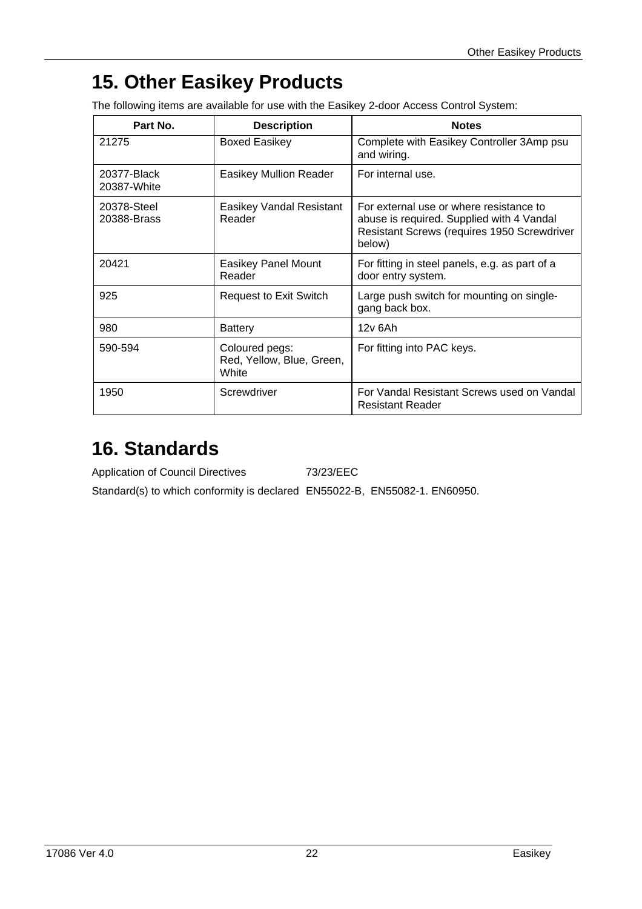# 15. Other Easikey Products

The following items are available for use with the Easikey 2-door Access Control System:

| Part No. | Description | Notes |
|---|---|---|
| 21275 | Boxed Easikey | Complete with Easikey Controller 3Amp psu and wiring. |
| 20377-Black<br>20387-White | Easikey Mullion Reader | For internal use. |
| 20378-Steel<br>20388-Brass | Easikey Vandal Resistant Reader | For external use or where resistance to abuse is required. Supplied with 4 Vandal Resistant Screws (requires 1950 Screwdriver below) |
| 20421 | Easikey Panel Mount Reader | For fitting in steel panels, e.g. as part of a door entry system. |
| 925 | Request to Exit Switch | Large push switch for mounting on single-gang back box. |
| 980 | Battery | 12v 6Ah |
| 590-594 | Coloured pegs:<br>Red, Yellow, Blue, Green, White | For fitting into PAC keys. |
| 1950 | Screwdriver | For Vandal Resistant Screws used on Vandal Resistant Reader |

# 16. Standards

Application of Council Directives 73/23/EEC

Standard(s) to which conformity is declared EN55022-B, EN55082-1. EN60950.